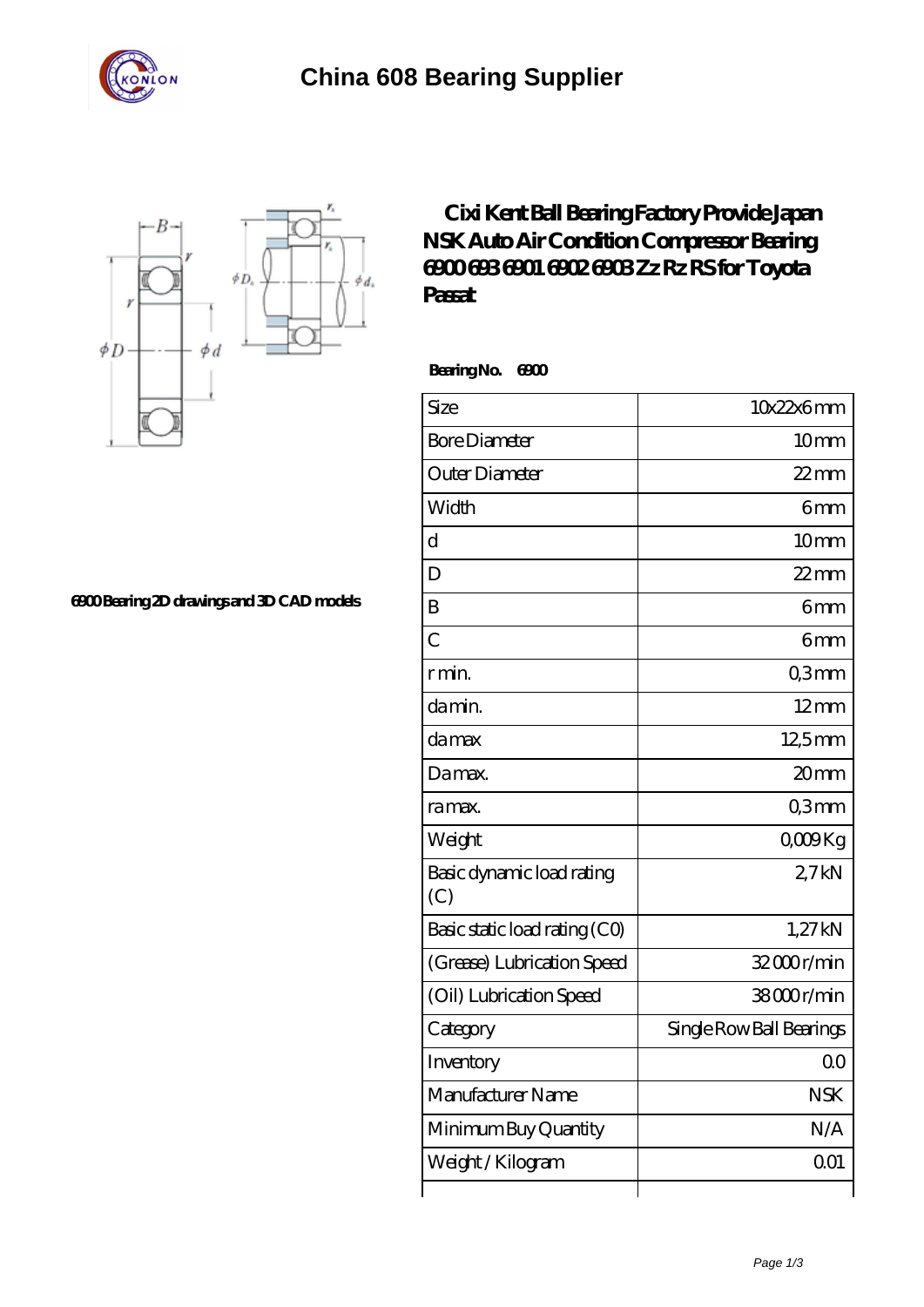# China 608 Bearing Supplier

## Cixi Kent Ball Bearing Factory Provide Japan NSK Auto Air Condition Compressor Bearing 6900 693 6901 6902 6903 Zz Rz RS for Toyota Passat

6900 Bearing 2D drawings and 3D CAD models

**Bearing No. 6900**

| Size | 10x22x6 mm |
|---|---|
| Bore Diameter | 10 mm |
| Outer Diameter | 22 mm |
| Width | 6 mm |
| d | 10 mm |
| D | 22 mm |
| B | 6 mm |
| C | 6 mm |
| r min. | 0,3 mm |
| da min. | 12 mm |
| da max | 12,5 mm |
| Da max. | 20 mm |
| ra max. | 0,3 mm |
| Weight | 0,009 Kg |
| Basic dynamic load rating (C) | 2,7 kN |
| Basic static load rating (C0) | 1,27 kN |
| (Grease) Lubrication Speed | 32 000 r/min |
| (Oil) Lubrication Speed | 38 000 r/min |
| Category | Single Row Ball Bearings |
| Inventory | 0.0 |
| Manufacturer Name | NSK |
| Minimum Buy Quantity | N/A |
| Weight / Kilogram | 0.01 |
| | |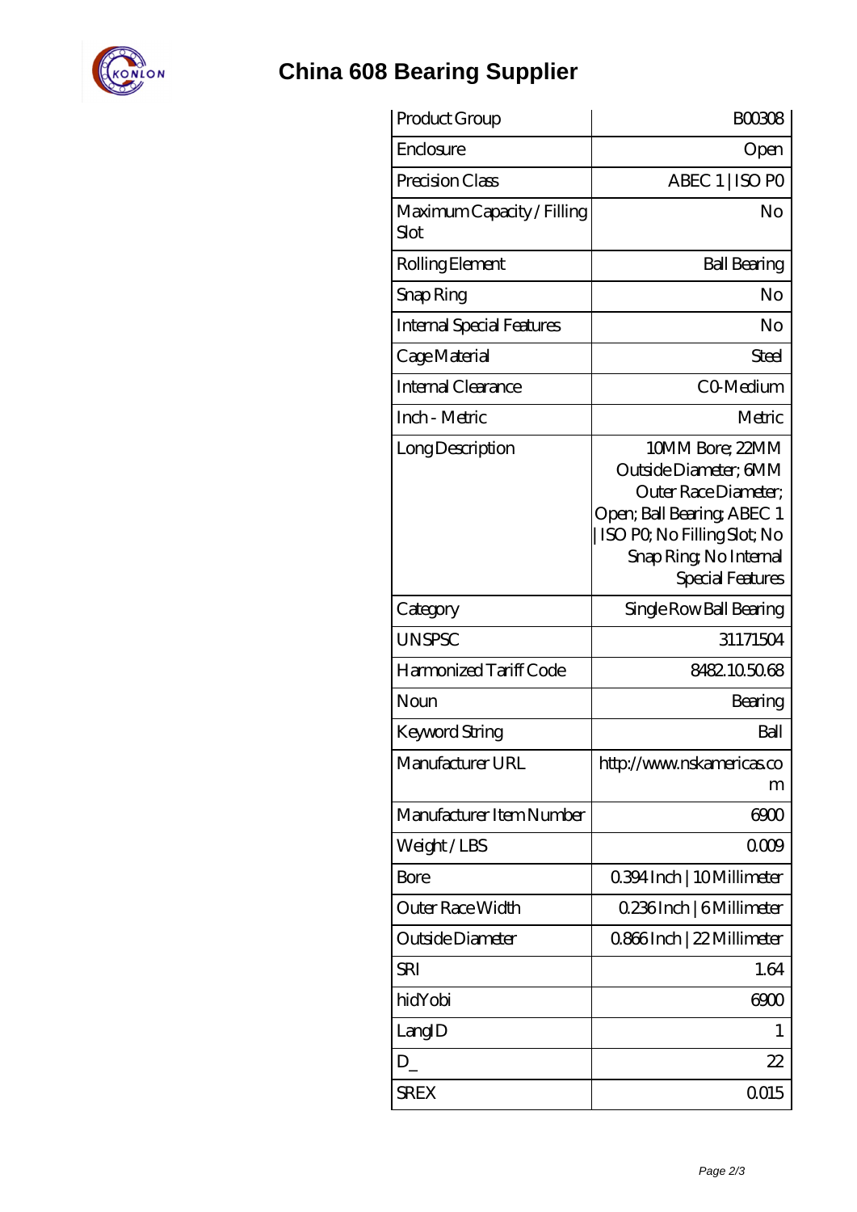# China 608 Bearing Supplier

| Product Group | B00308 |
|---|---|
| Enclosure | Open |
| Precision Class | ABEC 1 \| ISO P0 |
| Maximum Capacity / Filling Slot | No |
| Rolling Element | Ball Bearing |
| Snap Ring | No |
| Internal Special Features | No |
| Cage Material | Steel |
| Internal Clearance | C0-Medium |
| Inch - Metric | Metric |
| Long Description | 10MM Bore; 22MM Outside Diameter; 6MM Outer Race Diameter; Open; Ball Bearing; ABEC 1 \| ISO P0; No Filling Slot; No Snap Ring; No Internal Special Features |
| Category | Single Row Ball Bearing |
| UNSPSC | 31171504 |
| Harmonized Tariff Code | 8482.10.50.68 |
| Noun | Bearing |
| Keyword String | Ball |
| Manufacturer URL | http://www.nskamericas.com |
| Manufacturer Item Number | 6900 |
| Weight / LBS | 0.009 |
| Bore | 0.394 Inch \| 10 Millimeter |
| Outer Race Width | 0.236 Inch \| 6 Millimeter |
| Outside Diameter | 0.866 Inch \| 22 Millimeter |
| SRI | 1.64 |
| hidYobi | 6900 |
| LangID | 1 |
| D_ | 22 |
| SREX | 0.015 |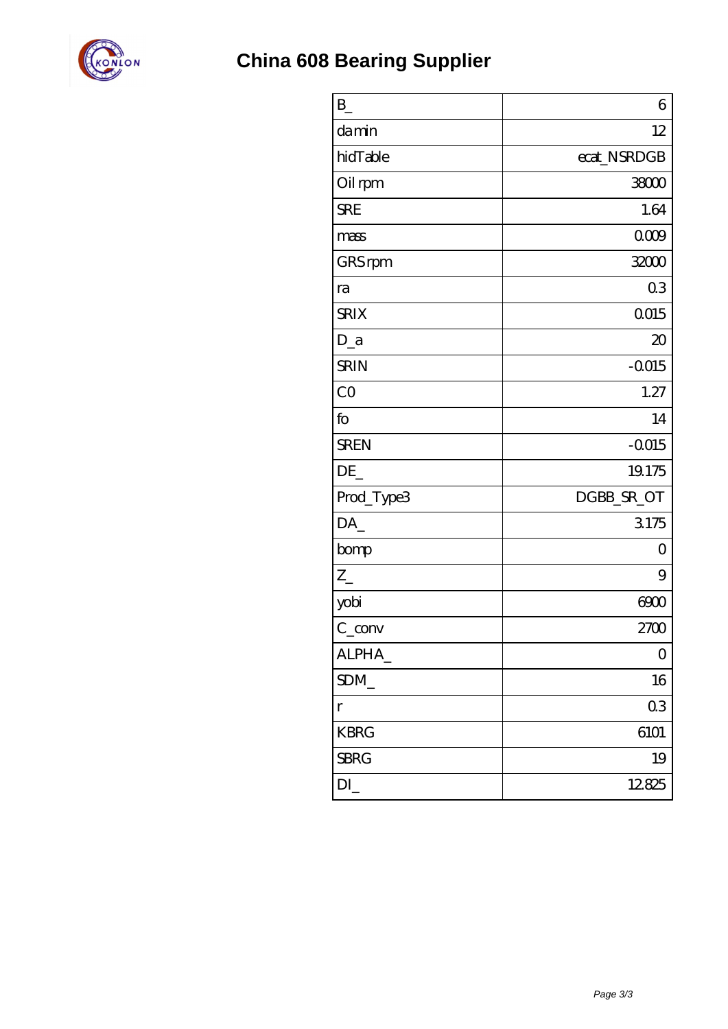# China 608 Bearing Supplier

| | |
|---|---|
| B_ | 6 |
| damin | 12 |
| hidTable | ecat_NSRDGB |
| Oil rpm | 38000 |
| SRE | 1.64 |
| mass | 0.009 |
| GRS rpm | 32000 |
| ra | 0.3 |
| SRIX | 0.015 |
| D_a | 20 |
| SRIN | -0.015 |
| C0 | 1.27 |
| fo | 14 |
| SREN | -0.015 |
| DE_ | 19.175 |
| Prod_Type3 | DGBB_SR_OT |
| DA_ | 3.175 |
| bomp | 0 |
| Z_ | 9 |
| yobi | 6900 |
| C_conv | 2700 |
| ALPHA_ | 0 |
| SDM_ | 16 |
| r | 0.3 |
| KBRG | 6101 |
| SBRG | 19 |
| DI_ | 12.825 |